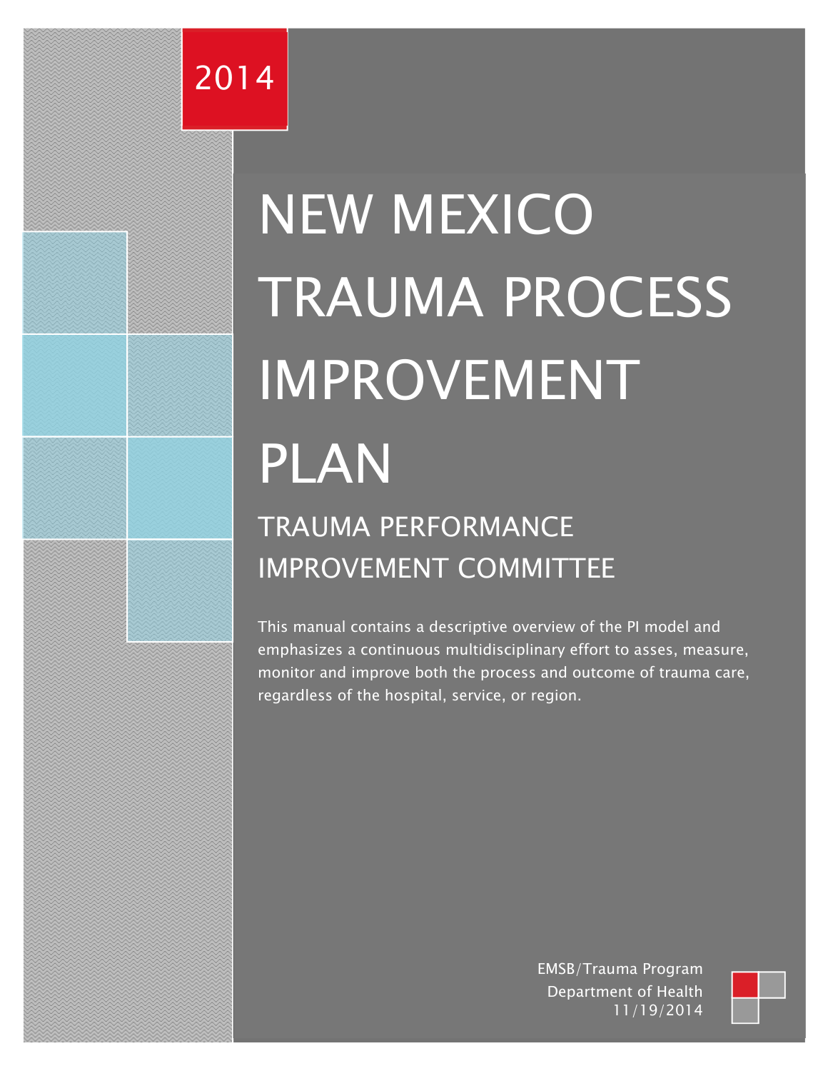2014

# NEW MEXICO TRAUMA PROCESS IMPROVEMENT PLAN

## TRAUMA PERFORMANCE IMPROVEMENT COMMITTEE

This manual contains a descriptive overview of the PI model and emphasizes a continuous multidisciplinary effort to asses, measure, monitor and improve both the process and outcome of trauma care, regardless of the hospital, service, or region.

EMSB/Trauma Program
Department of Health
11/19/2014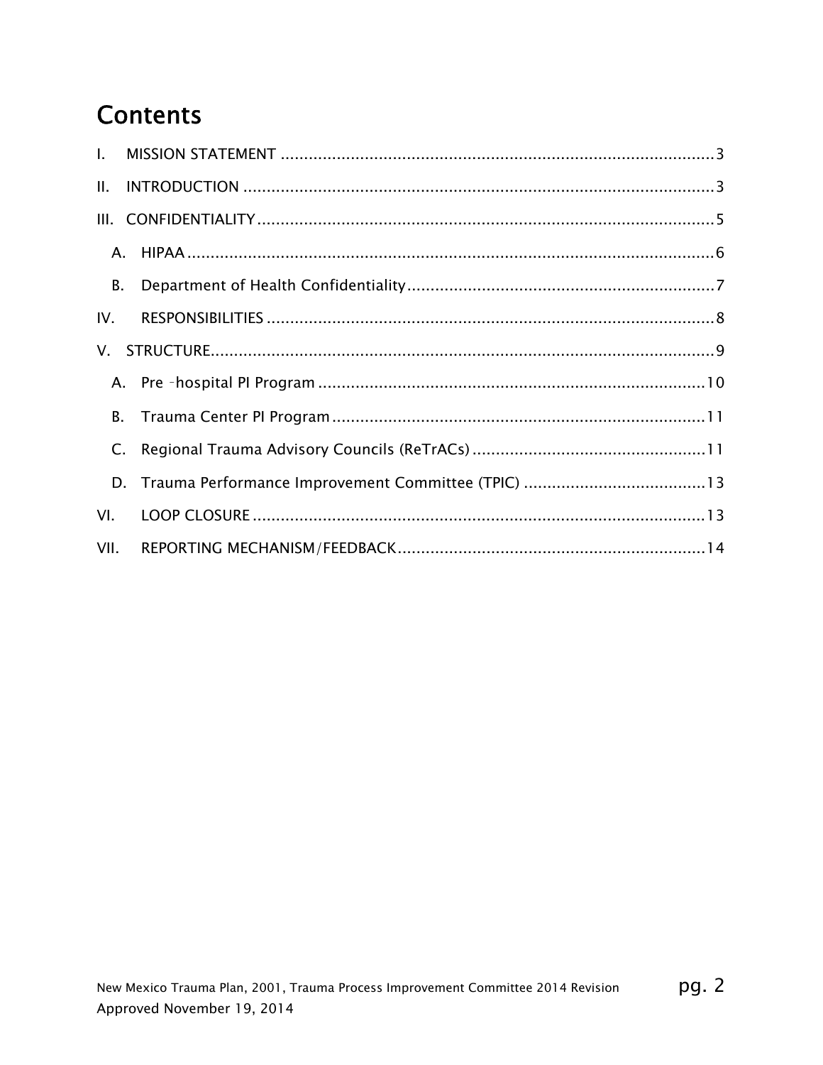# Contents

I. MISSION STATEMENT ..... 3

II. INTRODUCTION ..... 3

III. CONFIDENTIALITY ..... 5

- A. HIPAA ..... 6
- B. Department of Health Confidentiality ..... 7

IV. RESPONSIBILITIES ..... 8

V. STRUCTURE ..... 9

- A. Pre –hospital PI Program ..... 10
- B. Trauma Center PI Program ..... 11
- C. Regional Trauma Advisory Councils (ReTrACs) ..... 11
- D. Trauma Performance Improvement Committee (TPIC) ..... 13

VI. LOOP CLOSURE ..... 13

VII. REPORTING MECHANISM/FEEDBACK ..... 14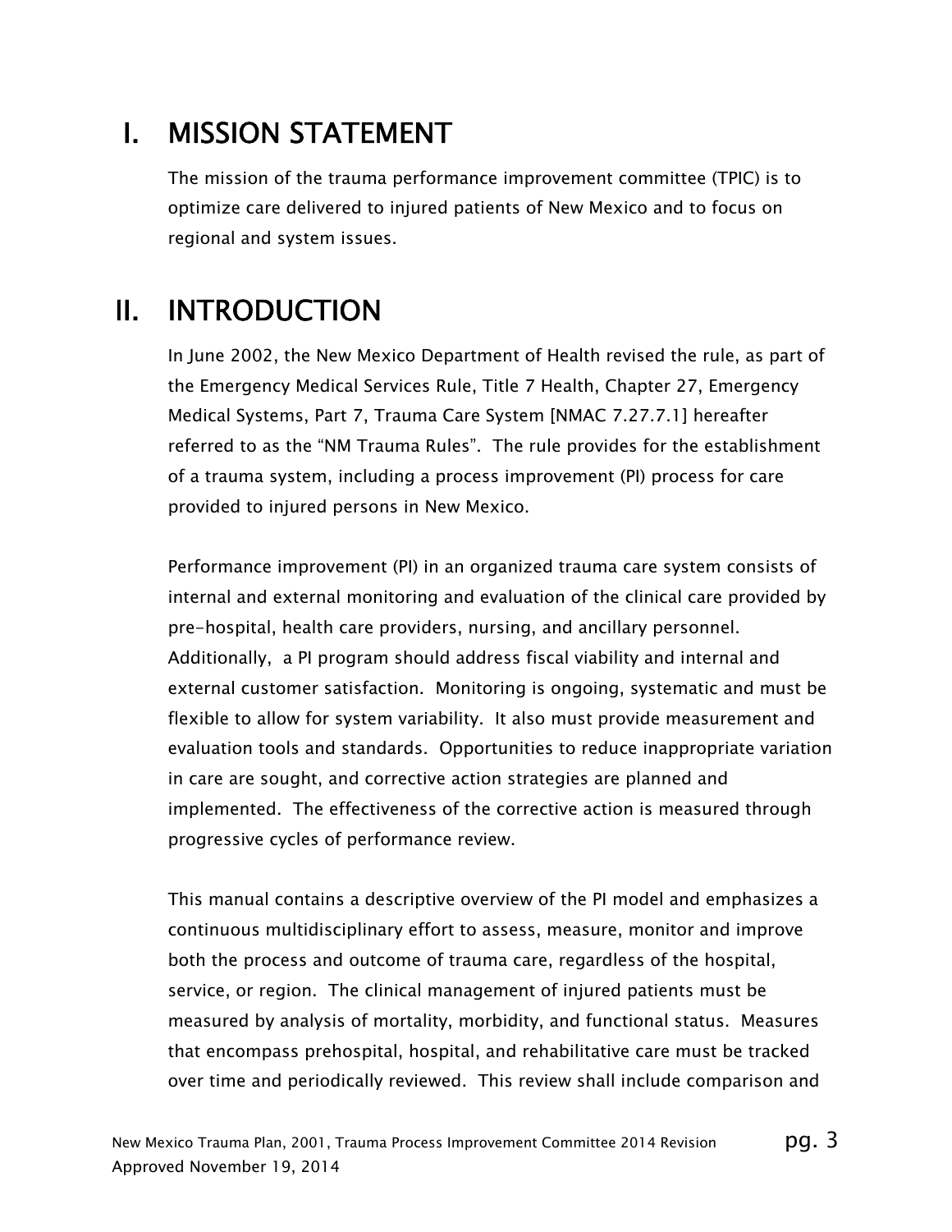# I. MISSION STATEMENT

The mission of the trauma performance improvement committee (TPIC) is to optimize care delivered to injured patients of New Mexico and to focus on regional and system issues.

# II. INTRODUCTION

In June 2002, the New Mexico Department of Health revised the rule, as part of the Emergency Medical Services Rule, Title 7 Health, Chapter 27, Emergency Medical Systems, Part 7, Trauma Care System [NMAC 7.27.7.1] hereafter referred to as the "NM Trauma Rules". The rule provides for the establishment of a trauma system, including a process improvement (PI) process for care provided to injured persons in New Mexico.

Performance improvement (PI) in an organized trauma care system consists of internal and external monitoring and evaluation of the clinical care provided by pre-hospital, health care providers, nursing, and ancillary personnel. Additionally, a PI program should address fiscal viability and internal and external customer satisfaction. Monitoring is ongoing, systematic and must be flexible to allow for system variability. It also must provide measurement and evaluation tools and standards. Opportunities to reduce inappropriate variation in care are sought, and corrective action strategies are planned and implemented. The effectiveness of the corrective action is measured through progressive cycles of performance review.

This manual contains a descriptive overview of the PI model and emphasizes a continuous multidisciplinary effort to assess, measure, monitor and improve both the process and outcome of trauma care, regardless of the hospital, service, or region. The clinical management of injured patients must be measured by analysis of mortality, morbidity, and functional status. Measures that encompass prehospital, hospital, and rehabilitative care must be tracked over time and periodically reviewed. This review shall include comparison and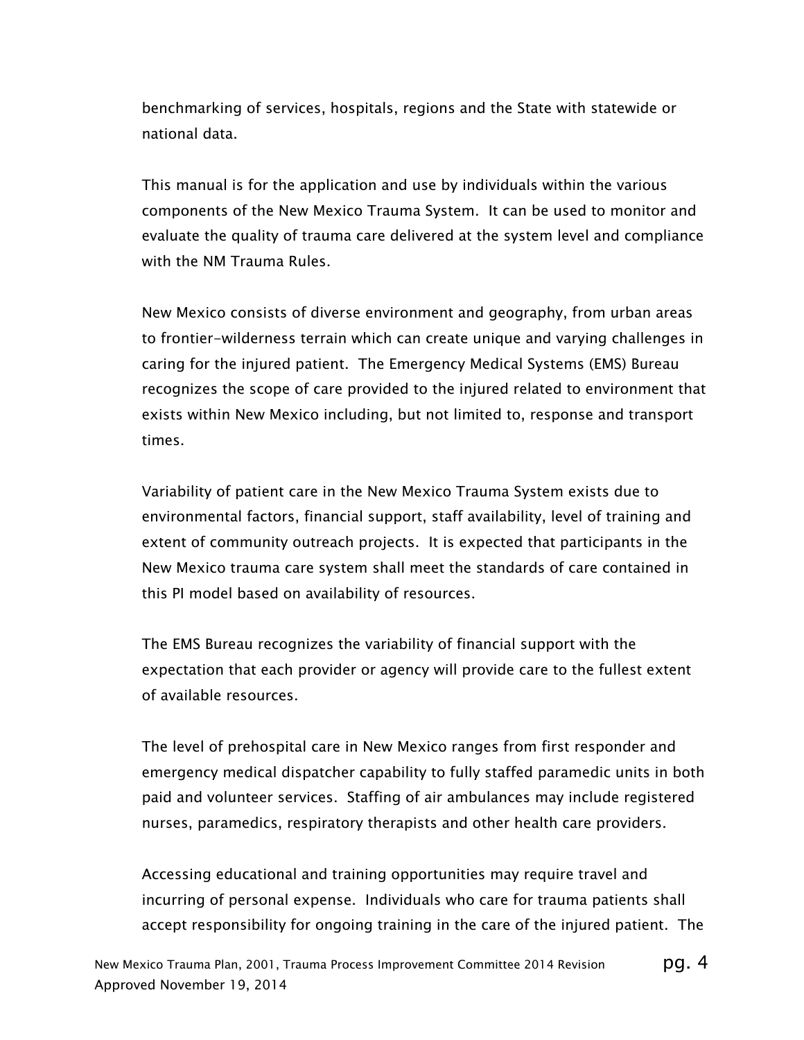benchmarking of services, hospitals, regions and the State with statewide or national data.

This manual is for the application and use by individuals within the various components of the New Mexico Trauma System. It can be used to monitor and evaluate the quality of trauma care delivered at the system level and compliance with the NM Trauma Rules.

New Mexico consists of diverse environment and geography, from urban areas to frontier-wilderness terrain which can create unique and varying challenges in caring for the injured patient. The Emergency Medical Systems (EMS) Bureau recognizes the scope of care provided to the injured related to environment that exists within New Mexico including, but not limited to, response and transport times.

Variability of patient care in the New Mexico Trauma System exists due to environmental factors, financial support, staff availability, level of training and extent of community outreach projects. It is expected that participants in the New Mexico trauma care system shall meet the standards of care contained in this PI model based on availability of resources.

The EMS Bureau recognizes the variability of financial support with the expectation that each provider or agency will provide care to the fullest extent of available resources.

The level of prehospital care in New Mexico ranges from first responder and emergency medical dispatcher capability to fully staffed paramedic units in both paid and volunteer services. Staffing of air ambulances may include registered nurses, paramedics, respiratory therapists and other health care providers.

Accessing educational and training opportunities may require travel and incurring of personal expense. Individuals who care for trauma patients shall accept responsibility for ongoing training in the care of the injured patient. The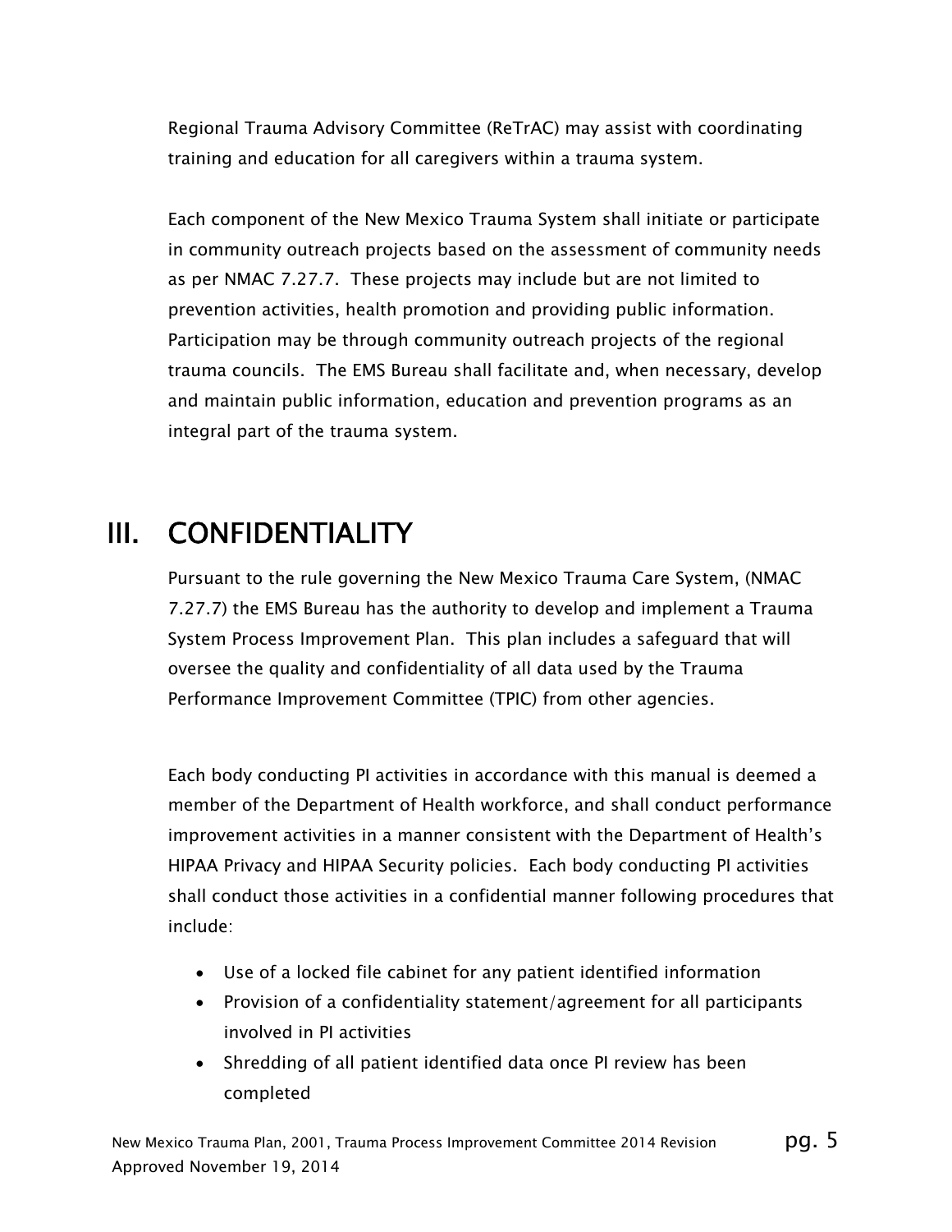Regional Trauma Advisory Committee (ReTrAC) may assist with coordinating training and education for all caregivers within a trauma system.

Each component of the New Mexico Trauma System shall initiate or participate in community outreach projects based on the assessment of community needs as per NMAC 7.27.7. These projects may include but are not limited to prevention activities, health promotion and providing public information. Participation may be through community outreach projects of the regional trauma councils. The EMS Bureau shall facilitate and, when necessary, develop and maintain public information, education and prevention programs as an integral part of the trauma system.

# III. CONFIDENTIALITY

Pursuant to the rule governing the New Mexico Trauma Care System, (NMAC 7.27.7) the EMS Bureau has the authority to develop and implement a Trauma System Process Improvement Plan. This plan includes a safeguard that will oversee the quality and confidentiality of all data used by the Trauma Performance Improvement Committee (TPIC) from other agencies.

Each body conducting PI activities in accordance with this manual is deemed a member of the Department of Health workforce, and shall conduct performance improvement activities in a manner consistent with the Department of Health's HIPAA Privacy and HIPAA Security policies. Each body conducting PI activities shall conduct those activities in a confidential manner following procedures that include:

- Use of a locked file cabinet for any patient identified information
- Provision of a confidentiality statement/agreement for all participants involved in PI activities
- Shredding of all patient identified data once PI review has been completed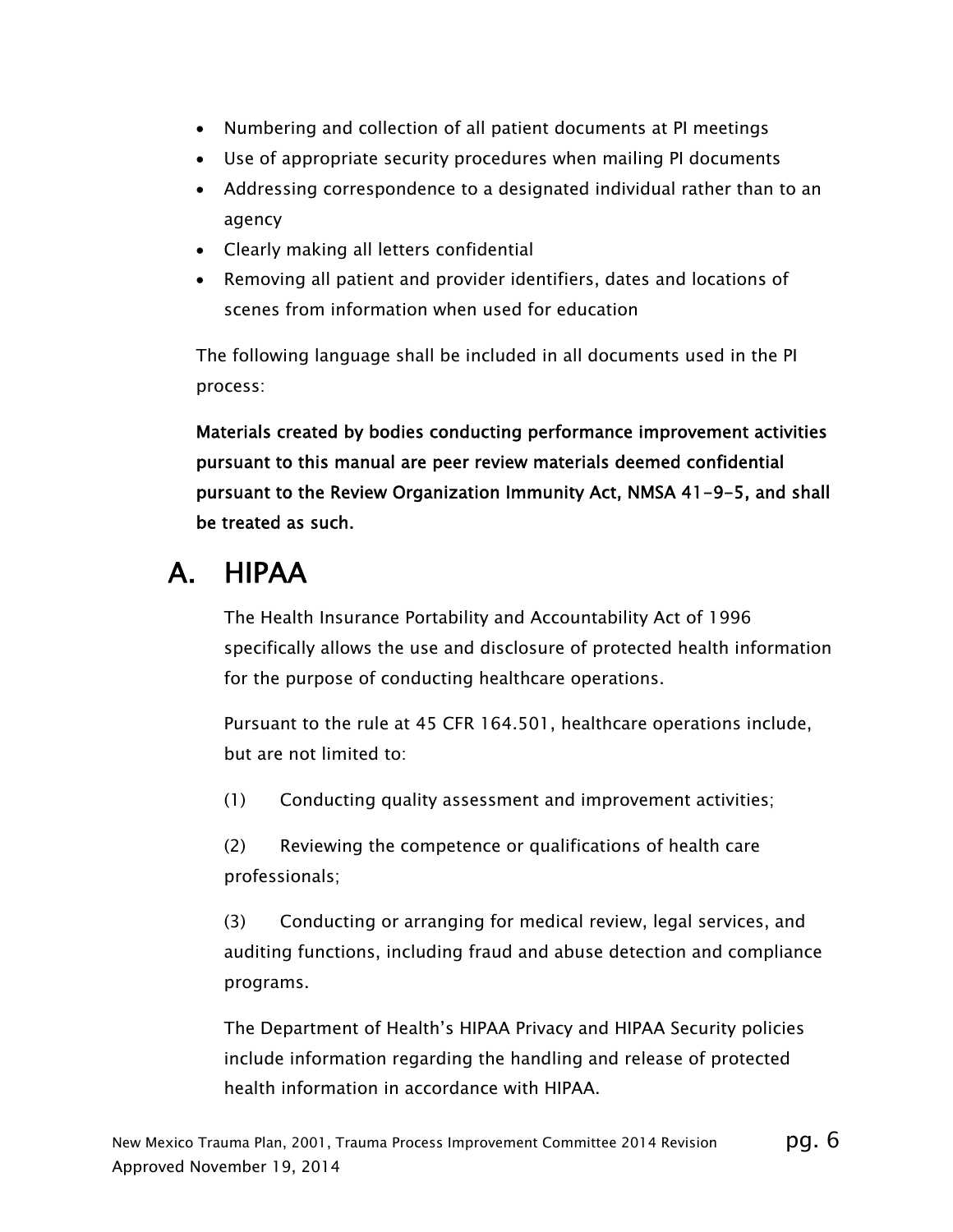- Numbering and collection of all patient documents at PI meetings
- Use of appropriate security procedures when mailing PI documents
- Addressing correspondence to a designated individual rather than to an agency
- Clearly making all letters confidential
- Removing all patient and provider identifiers, dates and locations of scenes from information when used for education

The following language shall be included in all documents used in the PI process:

**Materials created by bodies conducting performance improvement activities pursuant to this manual are peer review materials deemed confidential pursuant to the Review Organization Immunity Act, NMSA 41-9-5, and shall be treated as such.**

## A. HIPAA

The Health Insurance Portability and Accountability Act of 1996 specifically allows the use and disclosure of protected health information for the purpose of conducting healthcare operations.

Pursuant to the rule at 45 CFR 164.501, healthcare operations include, but are not limited to:

(1) Conducting quality assessment and improvement activities;

(2) Reviewing the competence or qualifications of health care professionals;

(3) Conducting or arranging for medical review, legal services, and auditing functions, including fraud and abuse detection and compliance programs.

The Department of Health's HIPAA Privacy and HIPAA Security policies include information regarding the handling and release of protected health information in accordance with HIPAA.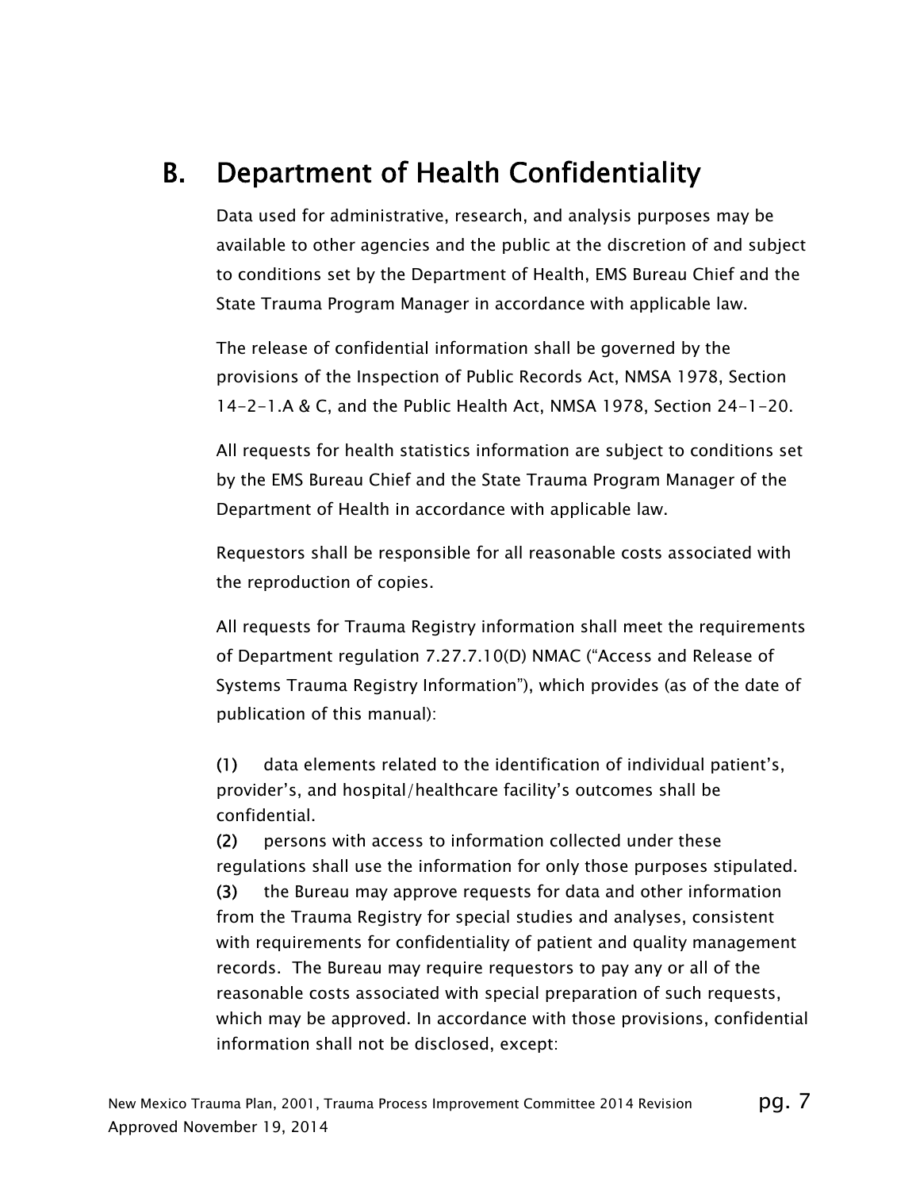## B. Department of Health Confidentiality

Data used for administrative, research, and analysis purposes may be available to other agencies and the public at the discretion of and subject to conditions set by the Department of Health, EMS Bureau Chief and the State Trauma Program Manager in accordance with applicable law.

The release of confidential information shall be governed by the provisions of the Inspection of Public Records Act, NMSA 1978, Section 14-2-1.A & C, and the Public Health Act, NMSA 1978, Section 24-1-20.

All requests for health statistics information are subject to conditions set by the EMS Bureau Chief and the State Trauma Program Manager of the Department of Health in accordance with applicable law.

Requestors shall be responsible for all reasonable costs associated with the reproduction of copies.

All requests for Trauma Registry information shall meet the requirements of Department regulation 7.27.7.10(D) NMAC ("Access and Release of Systems Trauma Registry Information"), which provides (as of the date of publication of this manual):

**(1)** data elements related to the identification of individual patient's, provider's, and hospital/healthcare facility's outcomes shall be confidential.
**(2)** persons with access to information collected under these regulations shall use the information for only those purposes stipulated.
**(3)** the Bureau may approve requests for data and other information from the Trauma Registry for special studies and analyses, consistent with requirements for confidentiality of patient and quality management records. The Bureau may require requestors to pay any or all of the reasonable costs associated with special preparation of such requests, which may be approved. In accordance with those provisions, confidential information shall not be disclosed, except: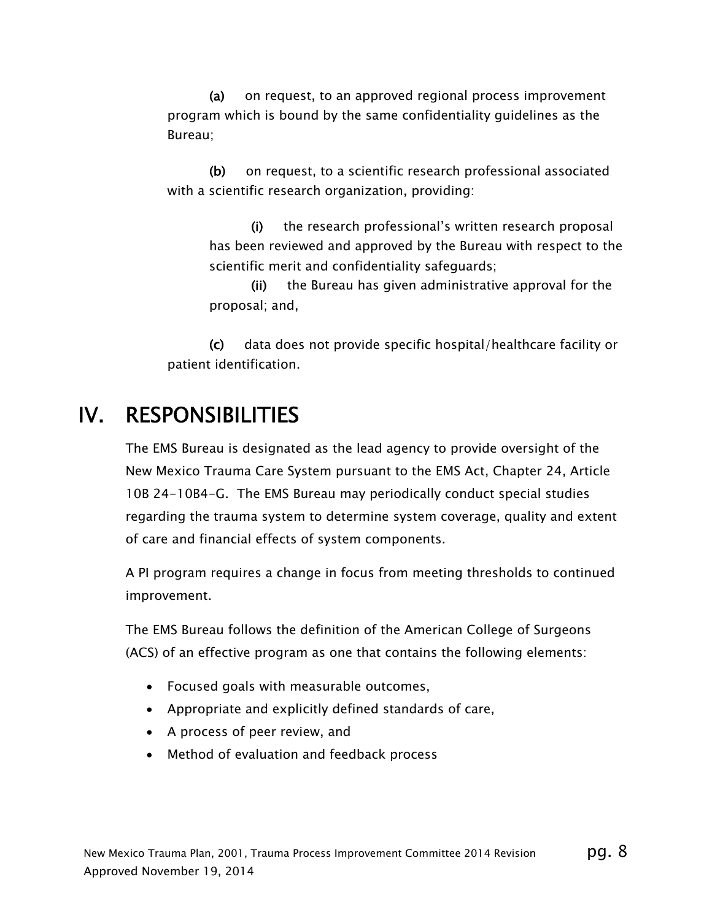**(a)** on request, to an approved regional process improvement program which is bound by the same confidentiality guidelines as the Bureau;

**(b)** on request, to a scientific research professional associated with a scientific research organization, providing:

**(i)** the research professional's written research proposal has been reviewed and approved by the Bureau with respect to the scientific merit and confidentiality safeguards;

**(ii)** the Bureau has given administrative approval for the proposal; and,

**(c)** data does not provide specific hospital/healthcare facility or patient identification.

# IV. RESPONSIBILITIES

The EMS Bureau is designated as the lead agency to provide oversight of the New Mexico Trauma Care System pursuant to the EMS Act, Chapter 24, Article 10B 24-10B4-G. The EMS Bureau may periodically conduct special studies regarding the trauma system to determine system coverage, quality and extent of care and financial effects of system components.

A PI program requires a change in focus from meeting thresholds to continued improvement.

The EMS Bureau follows the definition of the American College of Surgeons (ACS) of an effective program as one that contains the following elements:

- Focused goals with measurable outcomes,
- Appropriate and explicitly defined standards of care,
- A process of peer review, and
- Method of evaluation and feedback process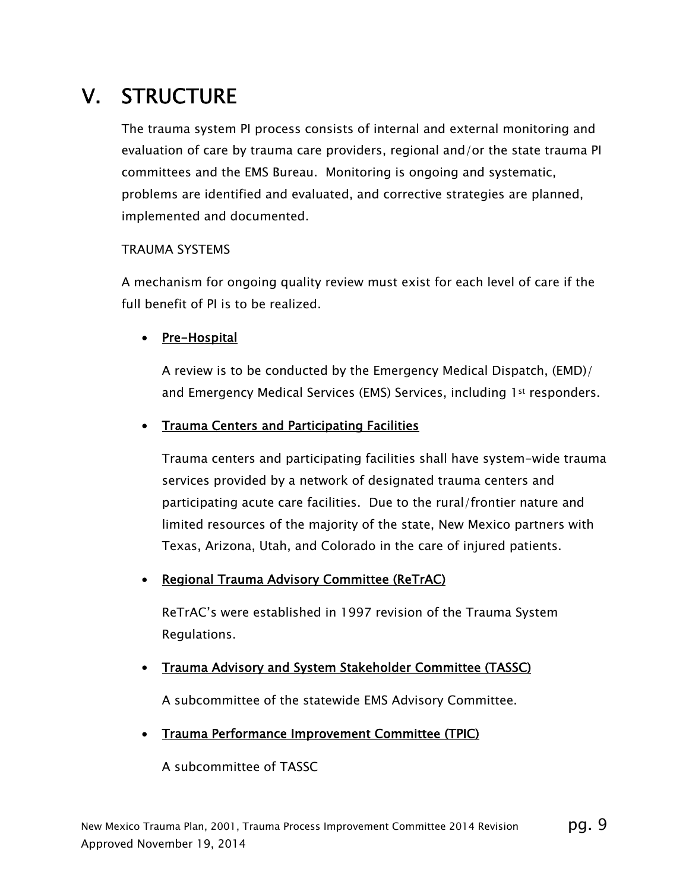# V. STRUCTURE

The trauma system PI process consists of internal and external monitoring and evaluation of care by trauma care providers, regional and/or the state trauma PI committees and the EMS Bureau. Monitoring is ongoing and systematic, problems are identified and evaluated, and corrective strategies are planned, implemented and documented.

TRAUMA SYSTEMS

A mechanism for ongoing quality review must exist for each level of care if the full benefit of PI is to be realized.

- <u>Pre-Hospital</u>

  A review is to be conducted by the Emergency Medical Dispatch, (EMD)/ and Emergency Medical Services (EMS) Services, including 1st responders.

- <u>Trauma Centers and Participating Facilities</u>

  Trauma centers and participating facilities shall have system-wide trauma services provided by a network of designated trauma centers and participating acute care facilities. Due to the rural/frontier nature and limited resources of the majority of the state, New Mexico partners with Texas, Arizona, Utah, and Colorado in the care of injured patients.

- <u>Regional Trauma Advisory Committee (ReTrAC)</u>

  ReTrAC's were established in 1997 revision of the Trauma System Regulations.

- <u>Trauma Advisory and System Stakeholder Committee (TASSC)</u>

  A subcommittee of the statewide EMS Advisory Committee.

- <u>Trauma Performance Improvement Committee (TPIC)</u>

  A subcommittee of TASSC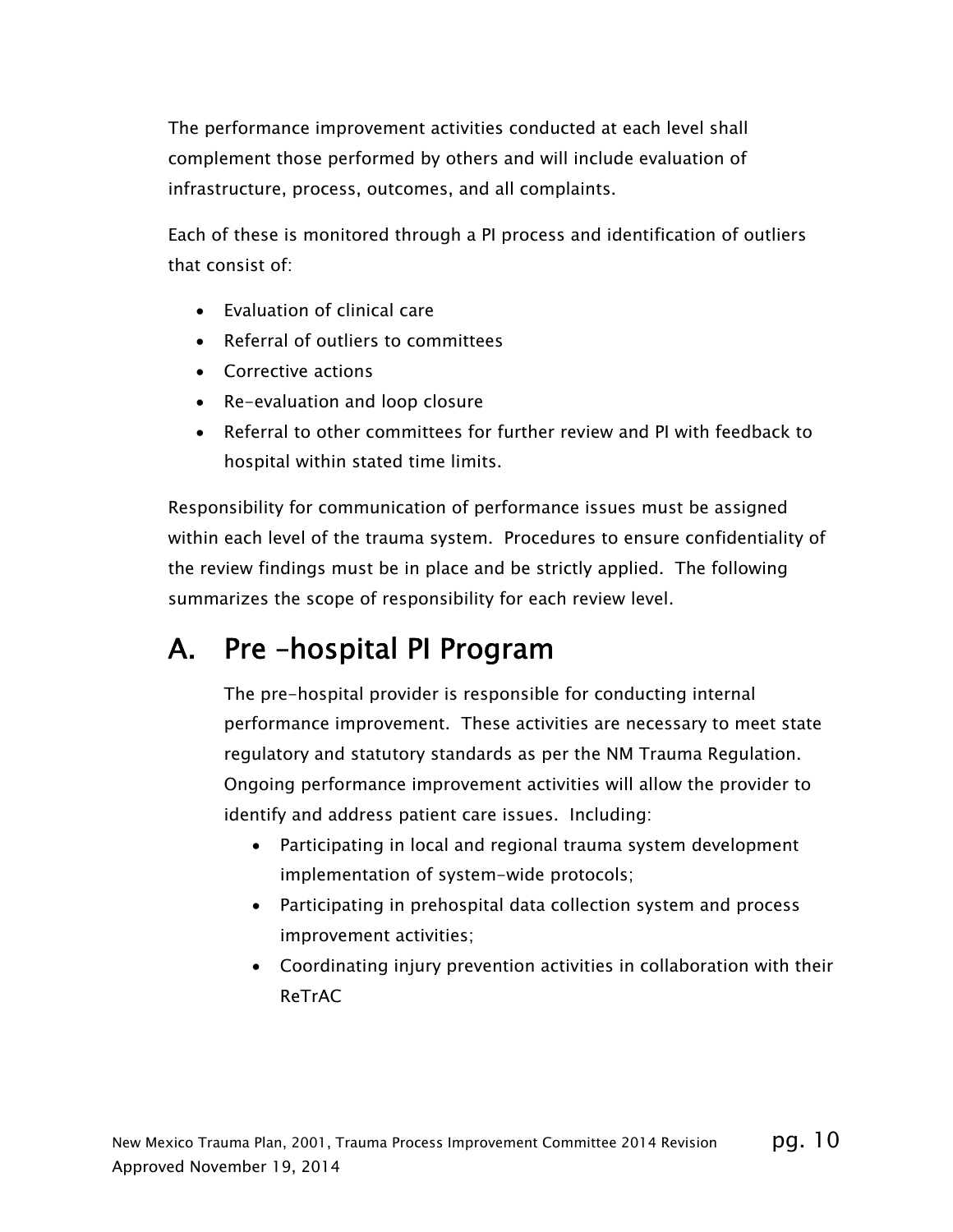The performance improvement activities conducted at each level shall complement those performed by others and will include evaluation of infrastructure, process, outcomes, and all complaints.

Each of these is monitored through a PI process and identification of outliers that consist of:

- Evaluation of clinical care
- Referral of outliers to committees
- Corrective actions
- Re-evaluation and loop closure
- Referral to other committees for further review and PI with feedback to hospital within stated time limits.

Responsibility for communication of performance issues must be assigned within each level of the trauma system. Procedures to ensure confidentiality of the review findings must be in place and be strictly applied. The following summarizes the scope of responsibility for each review level.

## A. Pre -hospital PI Program

The pre-hospital provider is responsible for conducting internal performance improvement. These activities are necessary to meet state regulatory and statutory standards as per the NM Trauma Regulation. Ongoing performance improvement activities will allow the provider to identify and address patient care issues. Including:

- Participating in local and regional trauma system development implementation of system-wide protocols;
- Participating in prehospital data collection system and process improvement activities;
- Coordinating injury prevention activities in collaboration with their ReTrAC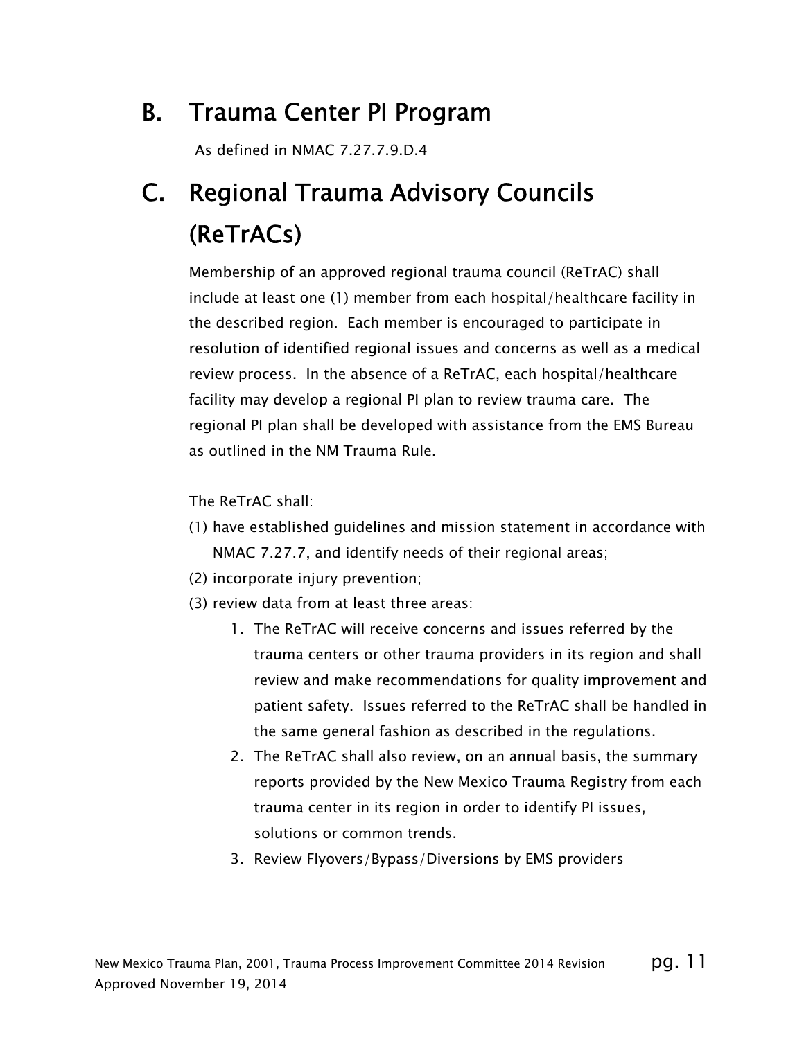## B. Trauma Center PI Program

As defined in NMAC 7.27.7.9.D.4

## C. Regional Trauma Advisory Councils (ReTrACs)

Membership of an approved regional trauma council (ReTrAC) shall include at least one (1) member from each hospital/healthcare facility in the described region. Each member is encouraged to participate in resolution of identified regional issues and concerns as well as a medical review process. In the absence of a ReTrAC, each hospital/healthcare facility may develop a regional PI plan to review trauma care. The regional PI plan shall be developed with assistance from the EMS Bureau as outlined in the NM Trauma Rule.

The ReTrAC shall:

(1) have established guidelines and mission statement in accordance with NMAC 7.27.7, and identify needs of their regional areas;

(2) incorporate injury prevention;

(3) review data from at least three areas:

1. The ReTrAC will receive concerns and issues referred by the trauma centers or other trauma providers in its region and shall review and make recommendations for quality improvement and patient safety. Issues referred to the ReTrAC shall be handled in the same general fashion as described in the regulations.
2. The ReTrAC shall also review, on an annual basis, the summary reports provided by the New Mexico Trauma Registry from each trauma center in its region in order to identify PI issues, solutions or common trends.
3. Review Flyovers/Bypass/Diversions by EMS providers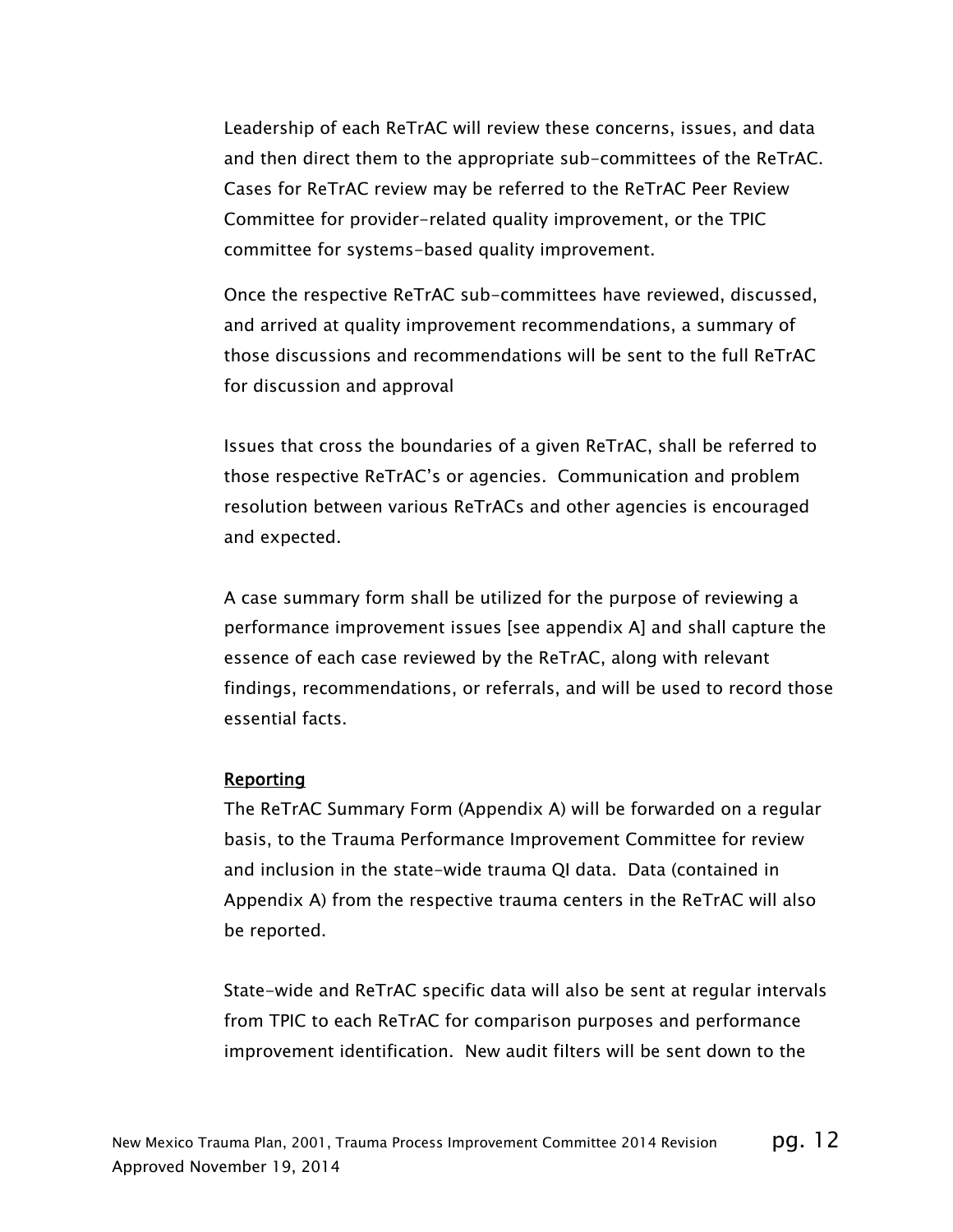Leadership of each ReTrAC will review these concerns, issues, and data and then direct them to the appropriate sub-committees of the ReTrAC. Cases for ReTrAC review may be referred to the ReTrAC Peer Review Committee for provider-related quality improvement, or the TPIC committee for systems-based quality improvement.

Once the respective ReTrAC sub-committees have reviewed, discussed, and arrived at quality improvement recommendations, a summary of those discussions and recommendations will be sent to the full ReTrAC for discussion and approval

Issues that cross the boundaries of a given ReTrAC, shall be referred to those respective ReTrAC's or agencies. Communication and problem resolution between various ReTrACs and other agencies is encouraged and expected.

A case summary form shall be utilized for the purpose of reviewing a performance improvement issues [see appendix A] and shall capture the essence of each case reviewed by the ReTrAC, along with relevant findings, recommendations, or referrals, and will be used to record those essential facts.

**Reporting**

The ReTrAC Summary Form (Appendix A) will be forwarded on a regular basis, to the Trauma Performance Improvement Committee for review and inclusion in the state-wide trauma QI data. Data (contained in Appendix A) from the respective trauma centers in the ReTrAC will also be reported.

State-wide and ReTrAC specific data will also be sent at regular intervals from TPIC to each ReTrAC for comparison purposes and performance improvement identification. New audit filters will be sent down to the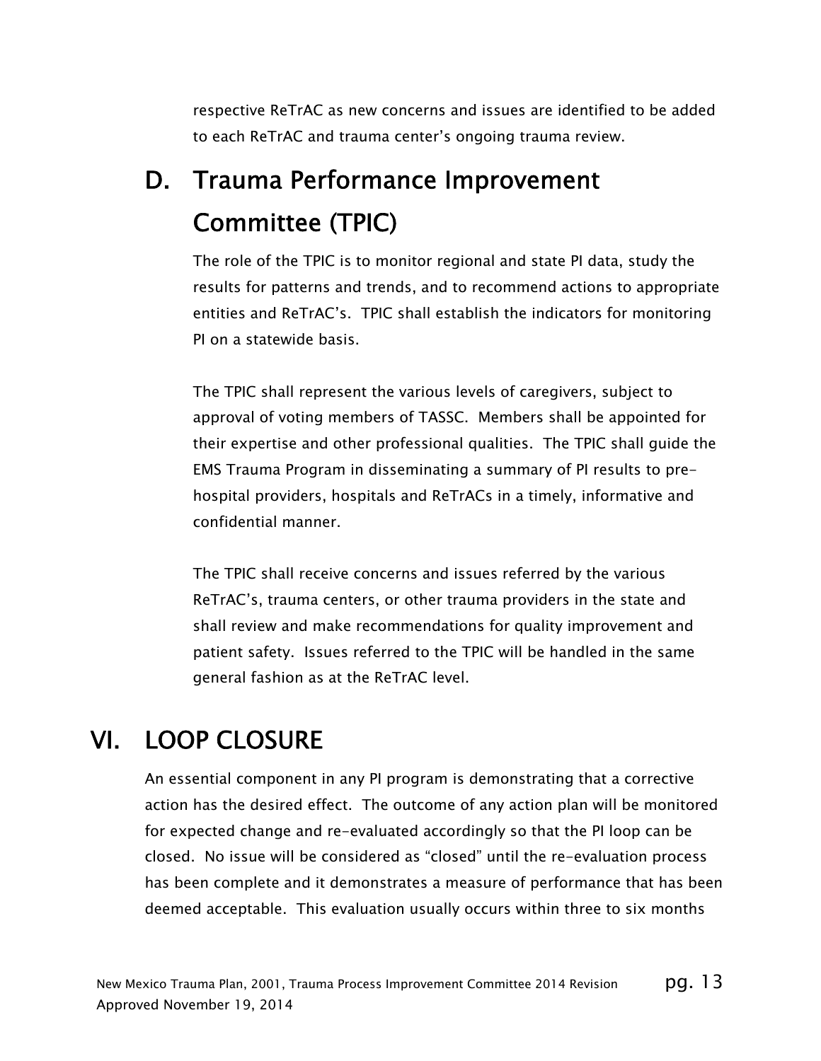respective ReTrAC as new concerns and issues are identified to be added to each ReTrAC and trauma center's ongoing trauma review.

## D. Trauma Performance Improvement Committee (TPIC)

The role of the TPIC is to monitor regional and state PI data, study the results for patterns and trends, and to recommend actions to appropriate entities and ReTrAC's. TPIC shall establish the indicators for monitoring PI on a statewide basis.

The TPIC shall represent the various levels of caregivers, subject to approval of voting members of TASSC. Members shall be appointed for their expertise and other professional qualities. The TPIC shall guide the EMS Trauma Program in disseminating a summary of PI results to pre-hospital providers, hospitals and ReTrACs in a timely, informative and confidential manner.

The TPIC shall receive concerns and issues referred by the various ReTrAC's, trauma centers, or other trauma providers in the state and shall review and make recommendations for quality improvement and patient safety. Issues referred to the TPIC will be handled in the same general fashion as at the ReTrAC level.

# VI. LOOP CLOSURE

An essential component in any PI program is demonstrating that a corrective action has the desired effect. The outcome of any action plan will be monitored for expected change and re-evaluated accordingly so that the PI loop can be closed. No issue will be considered as "closed" until the re-evaluation process has been complete and it demonstrates a measure of performance that has been deemed acceptable. This evaluation usually occurs within three to six months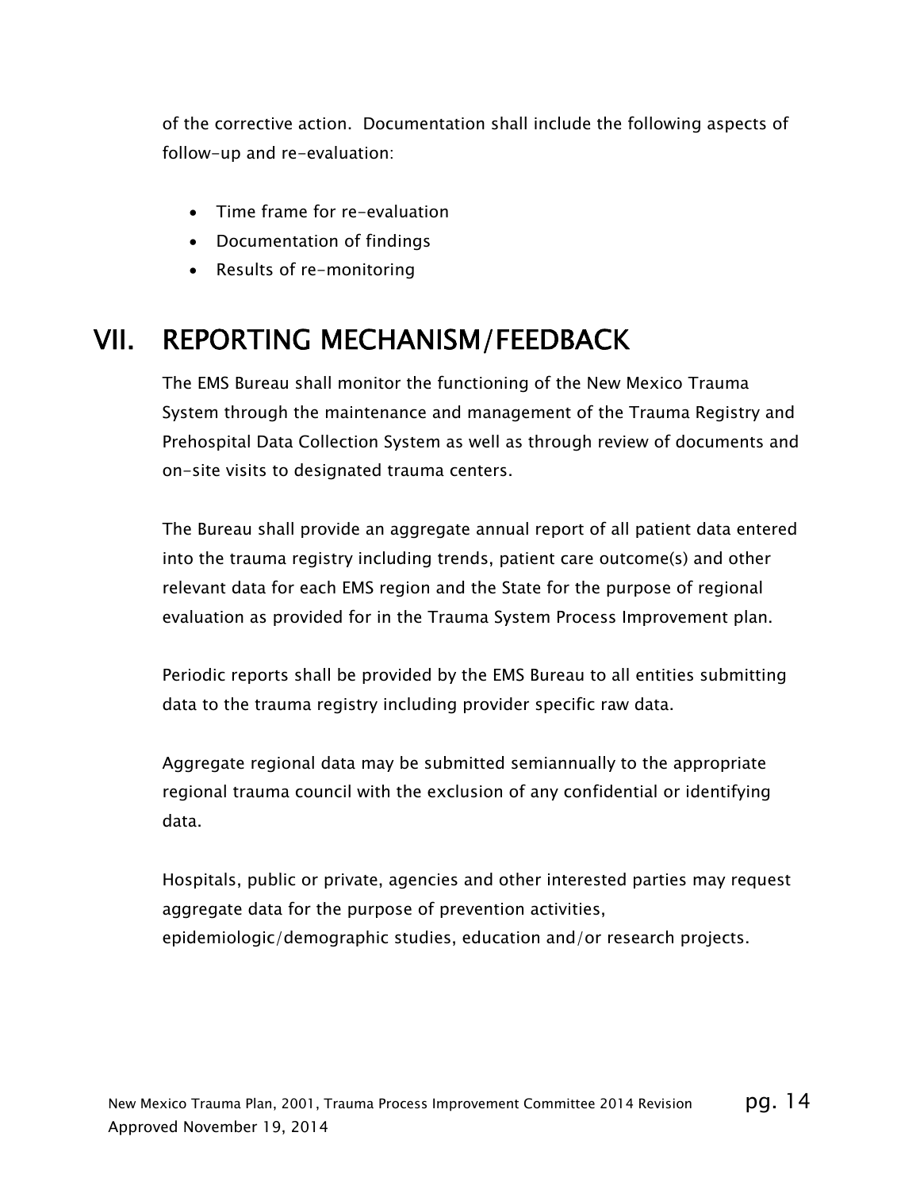of the corrective action. Documentation shall include the following aspects of follow-up and re-evaluation:

- Time frame for re-evaluation
- Documentation of findings
- Results of re-monitoring

# VII. REPORTING MECHANISM/FEEDBACK

The EMS Bureau shall monitor the functioning of the New Mexico Trauma System through the maintenance and management of the Trauma Registry and Prehospital Data Collection System as well as through review of documents and on-site visits to designated trauma centers.

The Bureau shall provide an aggregate annual report of all patient data entered into the trauma registry including trends, patient care outcome(s) and other relevant data for each EMS region and the State for the purpose of regional evaluation as provided for in the Trauma System Process Improvement plan.

Periodic reports shall be provided by the EMS Bureau to all entities submitting data to the trauma registry including provider specific raw data.

Aggregate regional data may be submitted semiannually to the appropriate regional trauma council with the exclusion of any confidential or identifying data.

Hospitals, public or private, agencies and other interested parties may request aggregate data for the purpose of prevention activities, epidemiologic/demographic studies, education and/or research projects.